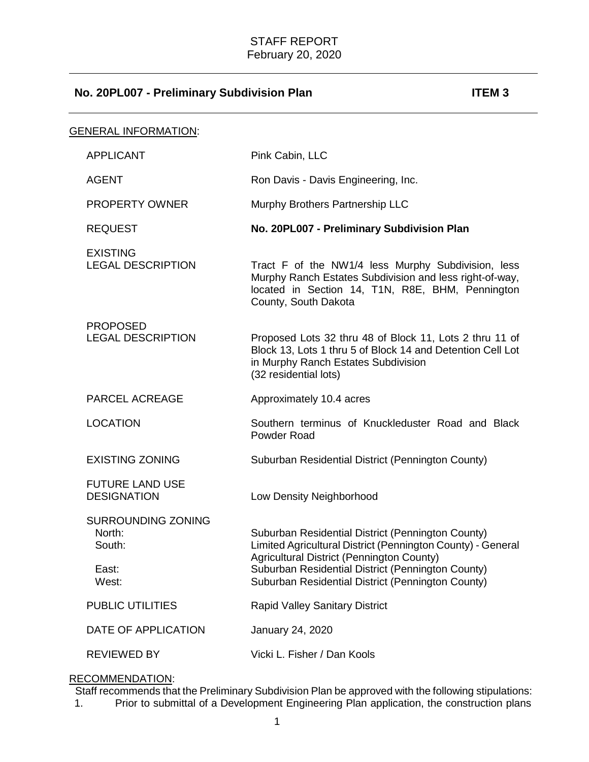STAFF REPORT
February 20, 2020

## No. 20PL007 - Preliminary Subdivision Plan — ITEM 3

GENERAL INFORMATION:

| | |
|---|---|
| APPLICANT | Pink Cabin, LLC |
| AGENT | Ron Davis - Davis Engineering, Inc. |
| PROPERTY OWNER | Murphy Brothers Partnership LLC |
| REQUEST | **No. 20PL007 - Preliminary Subdivision Plan** |
| EXISTING LEGAL DESCRIPTION | Tract F of the NW1/4 less Murphy Subdivision, less Murphy Ranch Estates Subdivision and less right-of-way, located in Section 14, T1N, R8E, BHM, Pennington County, South Dakota |
| PROPOSED LEGAL DESCRIPTION | Proposed Lots 32 thru 48 of Block 11, Lots 2 thru 11 of Block 13, Lots 1 thru 5 of Block 14 and Detention Cell Lot in Murphy Ranch Estates Subdivision (32 residential lots) |
| PARCEL ACREAGE | Approximately 10.4 acres |
| LOCATION | Southern terminus of Knuckleduster Road and Black Powder Road |
| EXISTING ZONING | Suburban Residential District (Pennington County) |
| FUTURE LAND USE DESIGNATION | Low Density Neighborhood |
| SURROUNDING ZONING | |
| North: | Suburban Residential District (Pennington County) |
| South: | Limited Agricultural District (Pennington County) - General Agricultural District (Pennington County) |
| East: | Suburban Residential District (Pennington County) |
| West: | Suburban Residential District (Pennington County) |
| PUBLIC UTILITIES | Rapid Valley Sanitary District |
| DATE OF APPLICATION | January 24, 2020 |
| REVIEWED BY | Vicki L. Fisher / Dan Kools |

RECOMMENDATION:

Staff recommends that the Preliminary Subdivision Plan be approved with the following stipulations:

1. Prior to submittal of a Development Engineering Plan application, the construction plans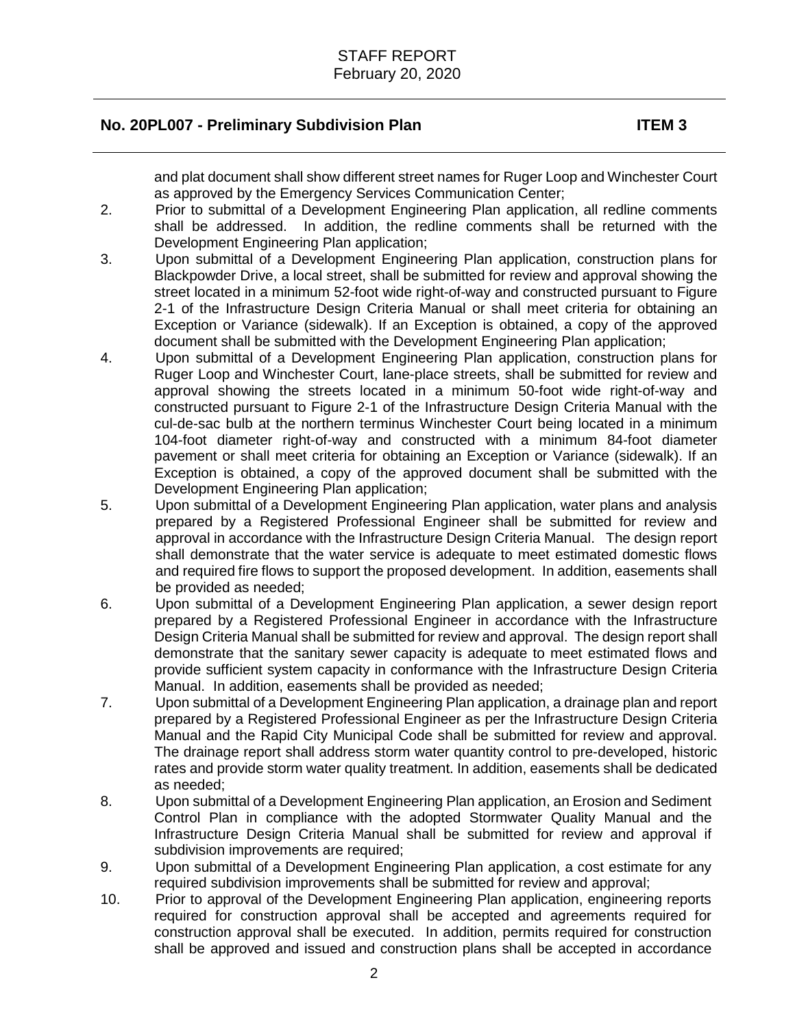and plat document shall show different street names for Ruger Loop and Winchester Court as approved by the Emergency Services Communication Center;

2. Prior to submittal of a Development Engineering Plan application, all redline comments shall be addressed. In addition, the redline comments shall be returned with the Development Engineering Plan application;
3. Upon submittal of a Development Engineering Plan application, construction plans for Blackpowder Drive, a local street, shall be submitted for review and approval showing the street located in a minimum 52-foot wide right-of-way and constructed pursuant to Figure 2-1 of the Infrastructure Design Criteria Manual or shall meet criteria for obtaining an Exception or Variance (sidewalk). If an Exception is obtained, a copy of the approved document shall be submitted with the Development Engineering Plan application;
4. Upon submittal of a Development Engineering Plan application, construction plans for Ruger Loop and Winchester Court, lane-place streets, shall be submitted for review and approval showing the streets located in a minimum 50-foot wide right-of-way and constructed pursuant to Figure 2-1 of the Infrastructure Design Criteria Manual with the cul-de-sac bulb at the northern terminus Winchester Court being located in a minimum 104-foot diameter right-of-way and constructed with a minimum 84-foot diameter pavement or shall meet criteria for obtaining an Exception or Variance (sidewalk). If an Exception is obtained, a copy of the approved document shall be submitted with the Development Engineering Plan application;
5. Upon submittal of a Development Engineering Plan application, water plans and analysis prepared by a Registered Professional Engineer shall be submitted for review and approval in accordance with the Infrastructure Design Criteria Manual. The design report shall demonstrate that the water service is adequate to meet estimated domestic flows and required fire flows to support the proposed development. In addition, easements shall be provided as needed;
6. Upon submittal of a Development Engineering Plan application, a sewer design report prepared by a Registered Professional Engineer in accordance with the Infrastructure Design Criteria Manual shall be submitted for review and approval. The design report shall demonstrate that the sanitary sewer capacity is adequate to meet estimated flows and provide sufficient system capacity in conformance with the Infrastructure Design Criteria Manual. In addition, easements shall be provided as needed;
7. Upon submittal of a Development Engineering Plan application, a drainage plan and report prepared by a Registered Professional Engineer as per the Infrastructure Design Criteria Manual and the Rapid City Municipal Code shall be submitted for review and approval. The drainage report shall address storm water quantity control to pre-developed, historic rates and provide storm water quality treatment. In addition, easements shall be dedicated as needed;
8. Upon submittal of a Development Engineering Plan application, an Erosion and Sediment Control Plan in compliance with the adopted Stormwater Quality Manual and the Infrastructure Design Criteria Manual shall be submitted for review and approval if subdivision improvements are required;
9. Upon submittal of a Development Engineering Plan application, a cost estimate for any required subdivision improvements shall be submitted for review and approval;
10. Prior to approval of the Development Engineering Plan application, engineering reports required for construction approval shall be accepted and agreements required for construction approval shall be executed. In addition, permits required for construction shall be approved and issued and construction plans shall be accepted in accordance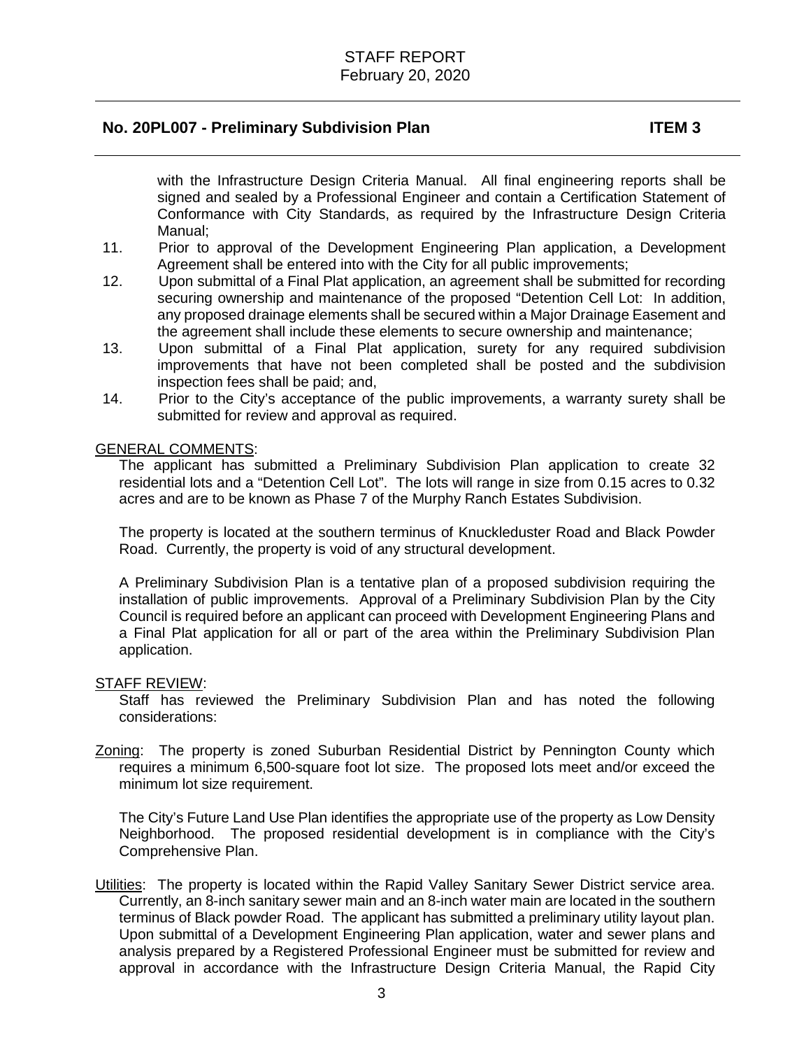with the Infrastructure Design Criteria Manual. All final engineering reports shall be signed and sealed by a Professional Engineer and contain a Certification Statement of Conformance with City Standards, as required by the Infrastructure Design Criteria Manual;

11. Prior to approval of the Development Engineering Plan application, a Development Agreement shall be entered into with the City for all public improvements;
12. Upon submittal of a Final Plat application, an agreement shall be submitted for recording securing ownership and maintenance of the proposed "Detention Cell Lot: In addition, any proposed drainage elements shall be secured within a Major Drainage Easement and the agreement shall include these elements to secure ownership and maintenance;
13. Upon submittal of a Final Plat application, surety for any required subdivision improvements that have not been completed shall be posted and the subdivision inspection fees shall be paid; and,
14. Prior to the City's acceptance of the public improvements, a warranty surety shall be submitted for review and approval as required.

## GENERAL COMMENTS:

The applicant has submitted a Preliminary Subdivision Plan application to create 32 residential lots and a "Detention Cell Lot". The lots will range in size from 0.15 acres to 0.32 acres and are to be known as Phase 7 of the Murphy Ranch Estates Subdivision.

The property is located at the southern terminus of Knuckleduster Road and Black Powder Road. Currently, the property is void of any structural development.

A Preliminary Subdivision Plan is a tentative plan of a proposed subdivision requiring the installation of public improvements. Approval of a Preliminary Subdivision Plan by the City Council is required before an applicant can proceed with Development Engineering Plans and a Final Plat application for all or part of the area within the Preliminary Subdivision Plan application.

## STAFF REVIEW:

Staff has reviewed the Preliminary Subdivision Plan and has noted the following considerations:

Zoning: The property is zoned Suburban Residential District by Pennington County which requires a minimum 6,500-square foot lot size. The proposed lots meet and/or exceed the minimum lot size requirement.

The City's Future Land Use Plan identifies the appropriate use of the property as Low Density Neighborhood. The proposed residential development is in compliance with the City's Comprehensive Plan.

Utilities: The property is located within the Rapid Valley Sanitary Sewer District service area. Currently, an 8-inch sanitary sewer main and an 8-inch water main are located in the southern terminus of Black powder Road. The applicant has submitted a preliminary utility layout plan. Upon submittal of a Development Engineering Plan application, water and sewer plans and analysis prepared by a Registered Professional Engineer must be submitted for review and approval in accordance with the Infrastructure Design Criteria Manual, the Rapid City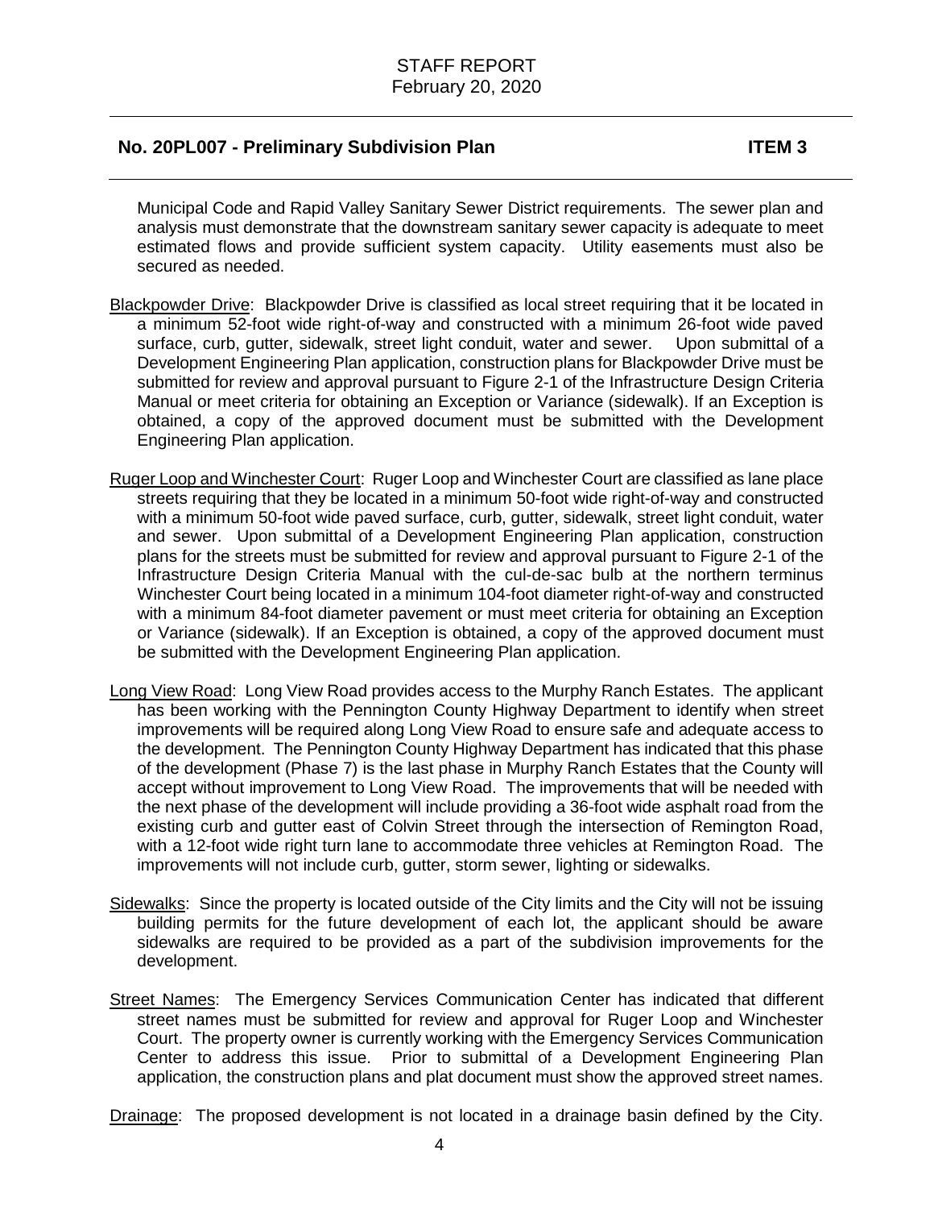Municipal Code and Rapid Valley Sanitary Sewer District requirements. The sewer plan and analysis must demonstrate that the downstream sanitary sewer capacity is adequate to meet estimated flows and provide sufficient system capacity. Utility easements must also be secured as needed.

Blackpowder Drive: Blackpowder Drive is classified as local street requiring that it be located in a minimum 52-foot wide right-of-way and constructed with a minimum 26-foot wide paved surface, curb, gutter, sidewalk, street light conduit, water and sewer. Upon submittal of a Development Engineering Plan application, construction plans for Blackpowder Drive must be submitted for review and approval pursuant to Figure 2-1 of the Infrastructure Design Criteria Manual or meet criteria for obtaining an Exception or Variance (sidewalk). If an Exception is obtained, a copy of the approved document must be submitted with the Development Engineering Plan application.

Ruger Loop and Winchester Court: Ruger Loop and Winchester Court are classified as lane place streets requiring that they be located in a minimum 50-foot wide right-of-way and constructed with a minimum 50-foot wide paved surface, curb, gutter, sidewalk, street light conduit, water and sewer. Upon submittal of a Development Engineering Plan application, construction plans for the streets must be submitted for review and approval pursuant to Figure 2-1 of the Infrastructure Design Criteria Manual with the cul-de-sac bulb at the northern terminus Winchester Court being located in a minimum 104-foot diameter right-of-way and constructed with a minimum 84-foot diameter pavement or must meet criteria for obtaining an Exception or Variance (sidewalk). If an Exception is obtained, a copy of the approved document must be submitted with the Development Engineering Plan application.

Long View Road: Long View Road provides access to the Murphy Ranch Estates. The applicant has been working with the Pennington County Highway Department to identify when street improvements will be required along Long View Road to ensure safe and adequate access to the development. The Pennington County Highway Department has indicated that this phase of the development (Phase 7) is the last phase in Murphy Ranch Estates that the County will accept without improvement to Long View Road. The improvements that will be needed with the next phase of the development will include providing a 36-foot wide asphalt road from the existing curb and gutter east of Colvin Street through the intersection of Remington Road, with a 12-foot wide right turn lane to accommodate three vehicles at Remington Road. The improvements will not include curb, gutter, storm sewer, lighting or sidewalks.

Sidewalks: Since the property is located outside of the City limits and the City will not be issuing building permits for the future development of each lot, the applicant should be aware sidewalks are required to be provided as a part of the subdivision improvements for the development.

Street Names: The Emergency Services Communication Center has indicated that different street names must be submitted for review and approval for Ruger Loop and Winchester Court. The property owner is currently working with the Emergency Services Communication Center to address this issue. Prior to submittal of a Development Engineering Plan application, the construction plans and plat document must show the approved street names.

Drainage: The proposed development is not located in a drainage basin defined by the City.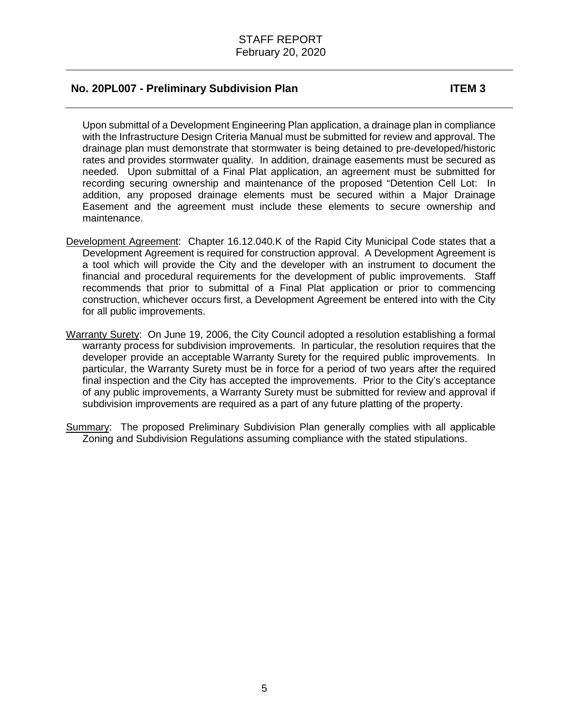Upon submittal of a Development Engineering Plan application, a drainage plan in compliance with the Infrastructure Design Criteria Manual must be submitted for review and approval. The drainage plan must demonstrate that stormwater is being detained to pre-developed/historic rates and provides stormwater quality. In addition, drainage easements must be secured as needed. Upon submittal of a Final Plat application, an agreement must be submitted for recording securing ownership and maintenance of the proposed "Detention Cell Lot: In addition, any proposed drainage elements must be secured within a Major Drainage Easement and the agreement must include these elements to secure ownership and maintenance.

Development Agreement: Chapter 16.12.040.K of the Rapid City Municipal Code states that a Development Agreement is required for construction approval. A Development Agreement is a tool which will provide the City and the developer with an instrument to document the financial and procedural requirements for the development of public improvements. Staff recommends that prior to submittal of a Final Plat application or prior to commencing construction, whichever occurs first, a Development Agreement be entered into with the City for all public improvements.

Warranty Surety: On June 19, 2006, the City Council adopted a resolution establishing a formal warranty process for subdivision improvements. In particular, the resolution requires that the developer provide an acceptable Warranty Surety for the required public improvements. In particular, the Warranty Surety must be in force for a period of two years after the required final inspection and the City has accepted the improvements. Prior to the City's acceptance of any public improvements, a Warranty Surety must be submitted for review and approval if subdivision improvements are required as a part of any future platting of the property.

Summary: The proposed Preliminary Subdivision Plan generally complies with all applicable Zoning and Subdivision Regulations assuming compliance with the stated stipulations.